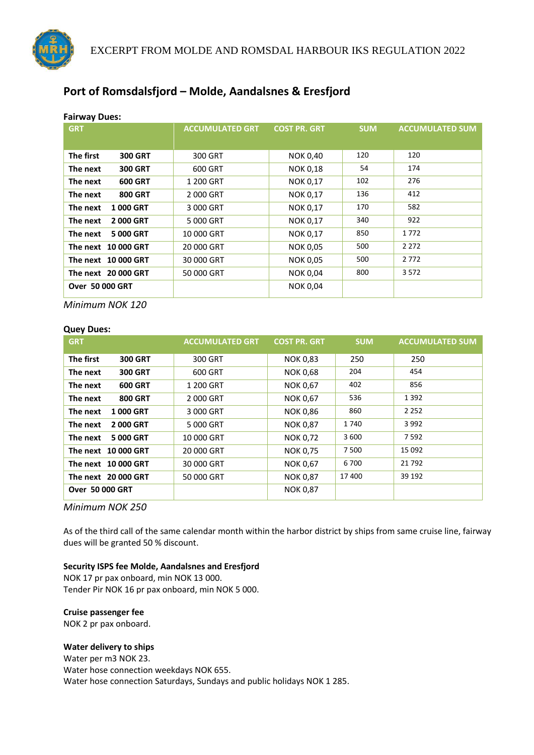EXCERPT FROM MOLDE AND ROMSDAL HARBOUR IKS REGULATION 2022

# Port of Romsdalsfjord – Molde, Aandalsnes & Eresfjord

**Fairway Dues:**

| GRT | | ACCUMULATED GRT | COST PR. GRT | SUM | ACCUMULATED SUM |
|---|---|---|---|---|---|
| **The first** | **300 GRT** | 300 GRT | NOK 0,40 | 120 | 120 |
| **The next** | **300 GRT** | 600 GRT | NOK 0,18 | 54 | 174 |
| **The next** | **600 GRT** | 1 200 GRT | NOK 0,17 | 102 | 276 |
| **The next** | **800 GRT** | 2 000 GRT | NOK 0,17 | 136 | 412 |
| **The next** | **1 000 GRT** | 3 000 GRT | NOK 0,17 | 170 | 582 |
| **The next** | **2 000 GRT** | 5 000 GRT | NOK 0,17 | 340 | 922 |
| **The next** | **5 000 GRT** | 10 000 GRT | NOK 0,17 | 850 | 1 772 |
| **The next** | **10 000 GRT** | 20 000 GRT | NOK 0,05 | 500 | 2 272 |
| **The next** | **10 000 GRT** | 30 000 GRT | NOK 0,05 | 500 | 2 772 |
| **The next** | **20 000 GRT** | 50 000 GRT | NOK 0,04 | 800 | 3 572 |
| **Over 50 000 GRT** | | | NOK 0,04 | | |

*Minimum NOK 120*

**Quey Dues:**

| GRT | | ACCUMULATED GRT | COST PR. GRT | SUM | ACCUMULATED SUM |
|---|---|---|---|---|---|
| **The first** | **300 GRT** | 300 GRT | NOK 0,83 | 250 | 250 |
| **The next** | **300 GRT** | 600 GRT | NOK 0,68 | 204 | 454 |
| **The next** | **600 GRT** | 1 200 GRT | NOK 0,67 | 402 | 856 |
| **The next** | **800 GRT** | 2 000 GRT | NOK 0,67 | 536 | 1 392 |
| **The next** | **1 000 GRT** | 3 000 GRT | NOK 0,86 | 860 | 2 252 |
| **The next** | **2 000 GRT** | 5 000 GRT | NOK 0,87 | 1 740 | 3 992 |
| **The next** | **5 000 GRT** | 10 000 GRT | NOK 0,72 | 3 600 | 7 592 |
| **The next** | **10 000 GRT** | 20 000 GRT | NOK 0,75 | 7 500 | 15 092 |
| **The next** | **10 000 GRT** | 30 000 GRT | NOK 0,67 | 6 700 | 21 792 |
| **The next** | **20 000 GRT** | 50 000 GRT | NOK 0,87 | 17 400 | 39 192 |
| **Over 50 000 GRT** | | | NOK 0,87 | | |

*Minimum NOK 250*

As of the third call of the same calendar month within the harbor district by ships from same cruise line, fairway dues will be granted 50 % discount.

**Security ISPS fee Molde, Aandalsnes and Eresfjord**
NOK 17 pr pax onboard, min NOK 13 000.
Tender Pir NOK 16 pr pax onboard, min NOK 5 000.

**Cruise passenger fee**
NOK 2 pr pax onboard.

**Water delivery to ships**
Water per m3 NOK 23.
Water hose connection weekdays NOK 655.
Water hose connection Saturdays, Sundays and public holidays NOK 1 285.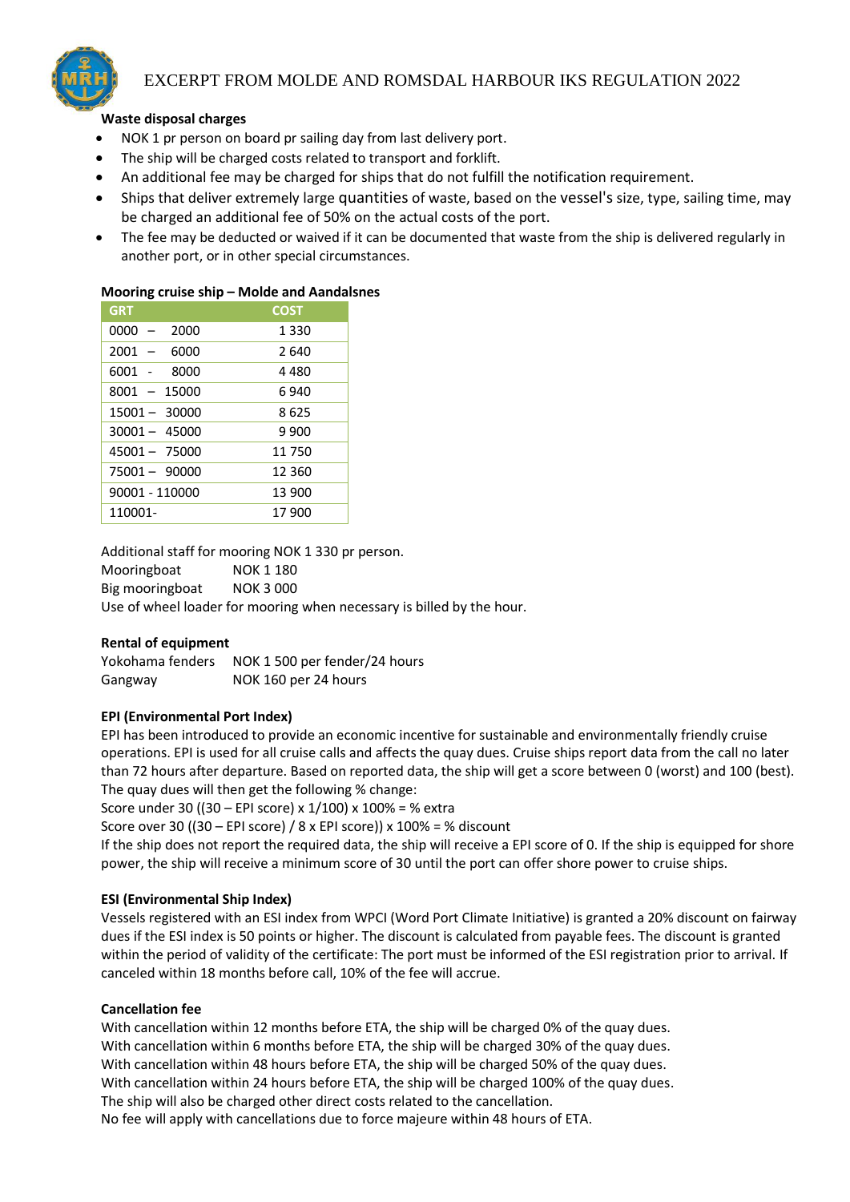# EXCERPT FROM MOLDE AND ROMSDAL HARBOUR IKS REGULATION 2022

**Waste disposal charges**

- NOK 1 pr person on board pr sailing day from last delivery port.
- The ship will be charged costs related to transport and forklift.
- An additional fee may be charged for ships that do not fulfill the notification requirement.
- Ships that deliver extremely large quantities of waste, based on the vessel's size, type, sailing time, may be charged an additional fee of 50% on the actual costs of the port.
- The fee may be deducted or waived if it can be documented that waste from the ship is delivered regularly in another port, or in other special circumstances.

**Mooring cruise ship – Molde and Aandalsnes**

| GRT | COST |
|---|---|
| 0000 – 2000 | 1 330 |
| 2001 – 6000 | 2 640 |
| 6001 - 8000 | 4 480 |
| 8001 – 15000 | 6 940 |
| 15001 – 30000 | 8 625 |
| 30001 – 45000 | 9 900 |
| 45001 – 75000 | 11 750 |
| 75001 – 90000 | 12 360 |
| 90001 - 110000 | 13 900 |
| 110001- | 17 900 |

Additional staff for mooring NOK 1 330 pr person.
Mooringboat NOK 1 180
Big mooringboat NOK 3 000
Use of wheel loader for mooring when necessary is billed by the hour.

**Rental of equipment**

Yokohama fenders NOK 1 500 per fender/24 hours
Gangway NOK 160 per 24 hours

**EPI (Environmental Port Index)**

EPI has been introduced to provide an economic incentive for sustainable and environmentally friendly cruise operations. EPI is used for all cruise calls and affects the quay dues. Cruise ships report data from the call no later than 72 hours after departure. Based on reported data, the ship will get a score between 0 (worst) and 100 (best). The quay dues will then get the following % change:
Score under 30 ((30 – EPI score) x 1/100) x 100% = % extra
Score over 30 ((30 – EPI score) / 8 x EPI score)) x 100% = % discount
If the ship does not report the required data, the ship will receive a EPI score of 0. If the ship is equipped for shore power, the ship will receive a minimum score of 30 until the port can offer shore power to cruise ships.

**ESI (Environmental Ship Index)**

Vessels registered with an ESI index from WPCI (Word Port Climate Initiative) is granted a 20% discount on fairway dues if the ESI index is 50 points or higher. The discount is calculated from payable fees. The discount is granted within the period of validity of the certificate: The port must be informed of the ESI registration prior to arrival. If canceled within 18 months before call, 10% of the fee will accrue.

**Cancellation fee**

With cancellation within 12 months before ETA, the ship will be charged 0% of the quay dues.
With cancellation within 6 months before ETA, the ship will be charged 30% of the quay dues.
With cancellation within 48 hours before ETA, the ship will be charged 50% of the quay dues.
With cancellation within 24 hours before ETA, the ship will be charged 100% of the quay dues.
The ship will also be charged other direct costs related to the cancellation.
No fee will apply with cancellations due to force majeure within 48 hours of ETA.